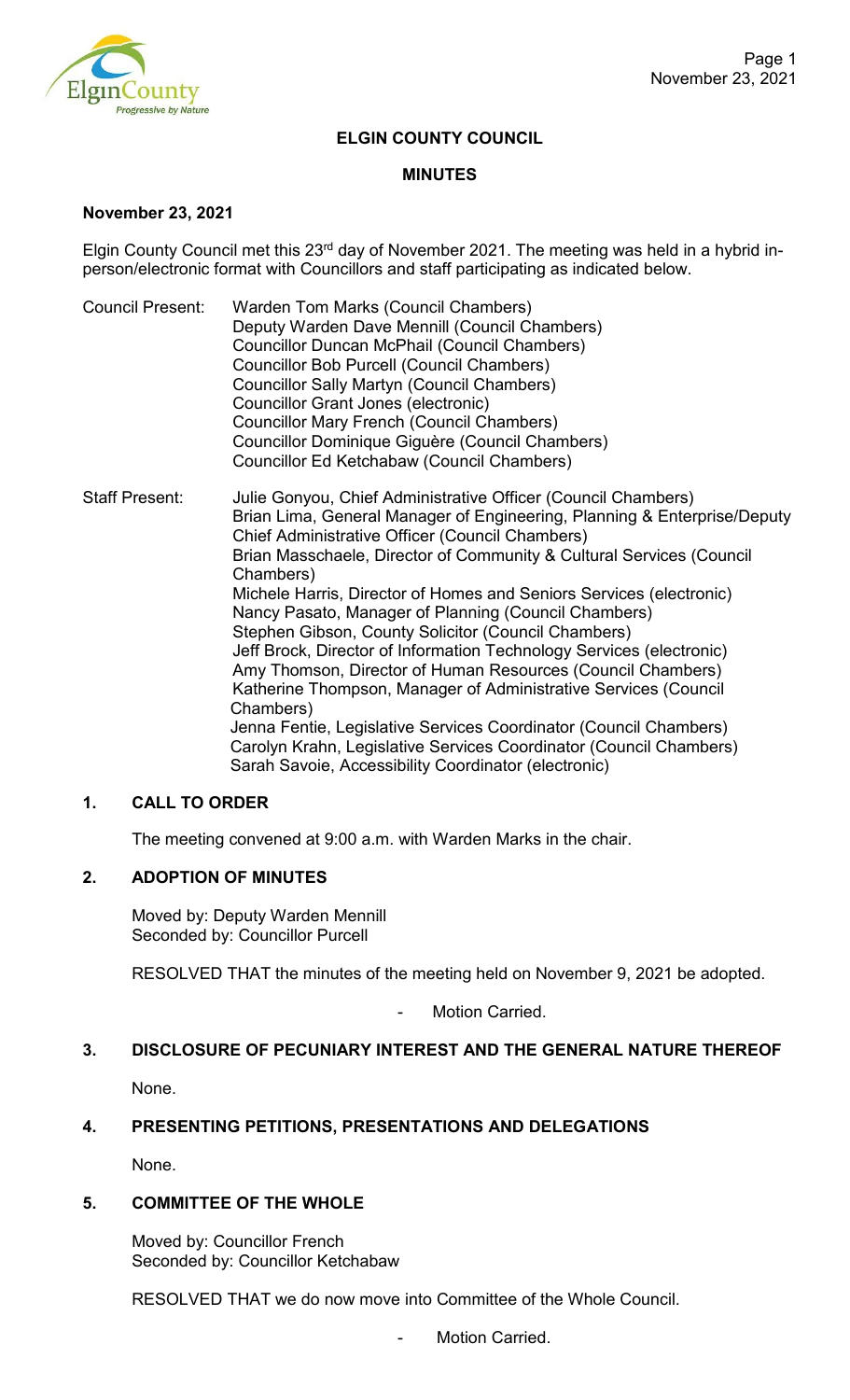# ELGIN COUNTY COUNCIL

## MINUTES

**November 23, 2021**

Elgin County Council met this 23rd day of November 2021. The meeting was held in a hybrid in-person/electronic format with Councillors and staff participating as indicated below.

Council Present:
Warden Tom Marks (Council Chambers)
Deputy Warden Dave Mennill (Council Chambers)
Councillor Duncan McPhail (Council Chambers)
Councillor Bob Purcell (Council Chambers)
Councillor Sally Martyn (Council Chambers)
Councillor Grant Jones (electronic)
Councillor Mary French (Council Chambers)
Councillor Dominique Giguère (Council Chambers)
Councillor Ed Ketchabaw (Council Chambers)

Staff Present:
Julie Gonyou, Chief Administrative Officer (Council Chambers)
Brian Lima, General Manager of Engineering, Planning & Enterprise/Deputy Chief Administrative Officer (Council Chambers)
Brian Masschaele, Director of Community & Cultural Services (Council Chambers)
Michele Harris, Director of Homes and Seniors Services (electronic)
Nancy Pasato, Manager of Planning (Council Chambers)
Stephen Gibson, County Solicitor (Council Chambers)
Jeff Brock, Director of Information Technology Services (electronic)
Amy Thomson, Director of Human Resources (Council Chambers)
Katherine Thompson, Manager of Administrative Services (Council Chambers)
Jenna Fentie, Legislative Services Coordinator (Council Chambers)
Carolyn Krahn, Legislative Services Coordinator (Council Chambers)
Sarah Savoie, Accessibility Coordinator (electronic)

### 1. CALL TO ORDER

The meeting convened at 9:00 a.m. with Warden Marks in the chair.

### 2. ADOPTION OF MINUTES

Moved by: Deputy Warden Mennill
Seconded by: Councillor Purcell

RESOLVED THAT the minutes of the meeting held on November 9, 2021 be adopted.

- Motion Carried.

### 3. DISCLOSURE OF PECUNIARY INTEREST AND THE GENERAL NATURE THEREOF

None.

### 4. PRESENTING PETITIONS, PRESENTATIONS AND DELEGATIONS

None.

### 5. COMMITTEE OF THE WHOLE

Moved by: Councillor French
Seconded by: Councillor Ketchabaw

RESOLVED THAT we do now move into Committee of the Whole Council.

- Motion Carried.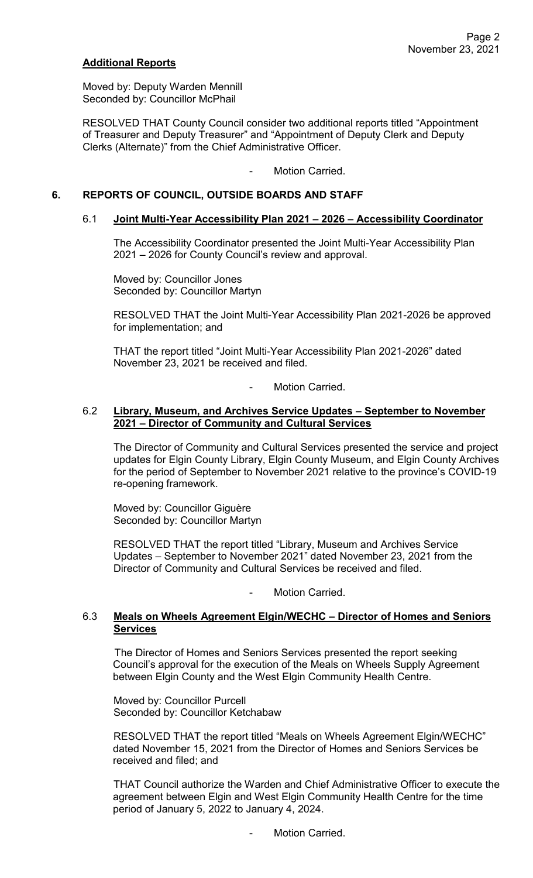**Additional Reports**

Moved by: Deputy Warden Mennill
Seconded by: Councillor McPhail

RESOLVED THAT County Council consider two additional reports titled "Appointment of Treasurer and Deputy Treasurer" and "Appointment of Deputy Clerk and Deputy Clerks (Alternate)" from the Chief Administrative Officer.

- Motion Carried.

## 6. REPORTS OF COUNCIL, OUTSIDE BOARDS AND STAFF

### 6.1 Joint Multi-Year Accessibility Plan 2021 – 2026 – Accessibility Coordinator

The Accessibility Coordinator presented the Joint Multi-Year Accessibility Plan 2021 – 2026 for County Council's review and approval.

Moved by: Councillor Jones
Seconded by: Councillor Martyn

RESOLVED THAT the Joint Multi-Year Accessibility Plan 2021-2026 be approved for implementation; and

THAT the report titled "Joint Multi-Year Accessibility Plan 2021-2026" dated November 23, 2021 be received and filed.

- Motion Carried.

### 6.2 Library, Museum, and Archives Service Updates – September to November 2021 – Director of Community and Cultural Services

The Director of Community and Cultural Services presented the service and project updates for Elgin County Library, Elgin County Museum, and Elgin County Archives for the period of September to November 2021 relative to the province's COVID-19 re-opening framework.

Moved by: Councillor Giguère
Seconded by: Councillor Martyn

RESOLVED THAT the report titled "Library, Museum and Archives Service Updates – September to November 2021" dated November 23, 2021 from the Director of Community and Cultural Services be received and filed.

- Motion Carried.

### 6.3 Meals on Wheels Agreement Elgin/WECHC – Director of Homes and Seniors Services

The Director of Homes and Seniors Services presented the report seeking Council's approval for the execution of the Meals on Wheels Supply Agreement between Elgin County and the West Elgin Community Health Centre.

Moved by: Councillor Purcell
Seconded by: Councillor Ketchabaw

RESOLVED THAT the report titled "Meals on Wheels Agreement Elgin/WECHC" dated November 15, 2021 from the Director of Homes and Seniors Services be received and filed; and

THAT Council authorize the Warden and Chief Administrative Officer to execute the agreement between Elgin and West Elgin Community Health Centre for the time period of January 5, 2022 to January 4, 2024.

- Motion Carried.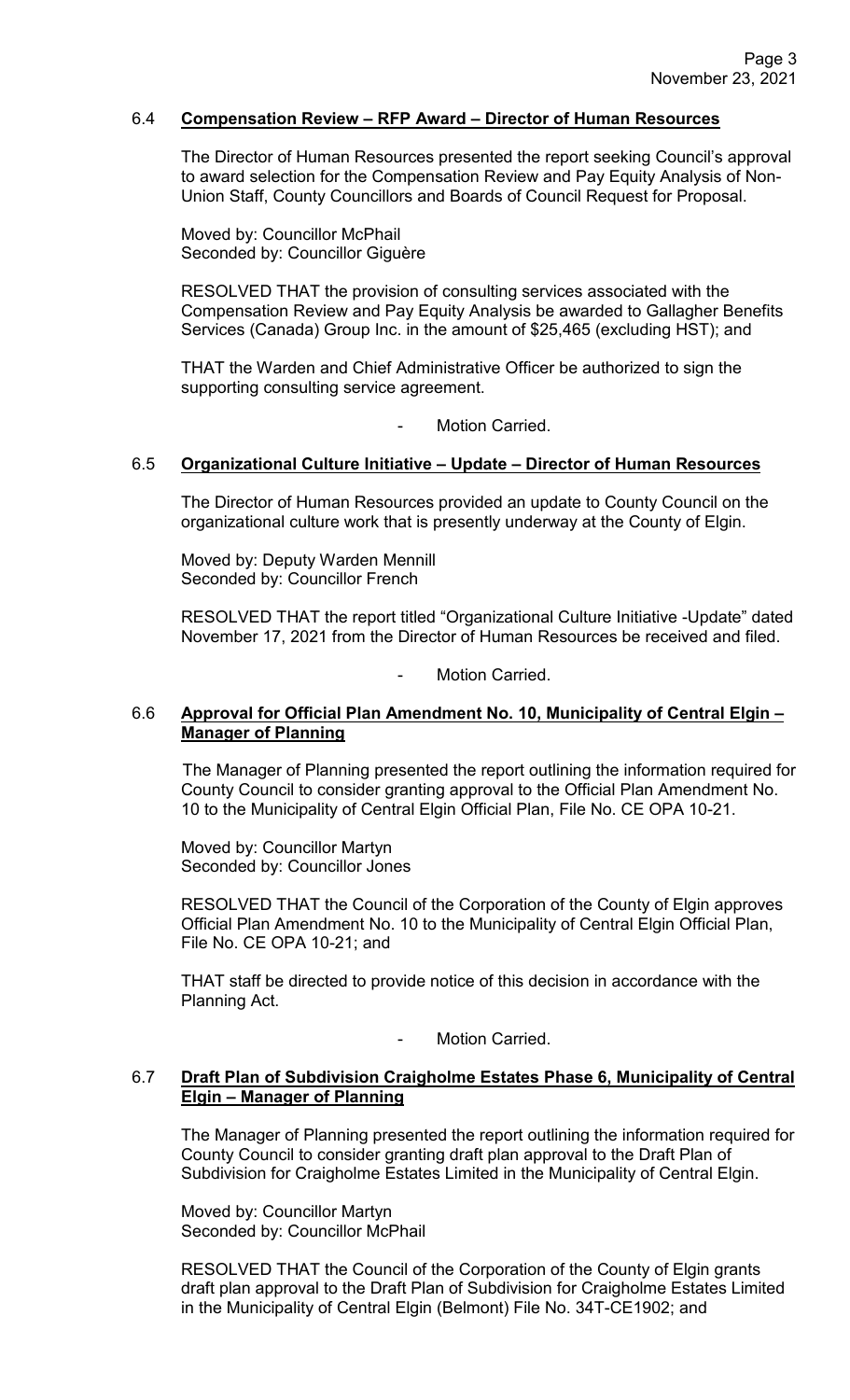### 6.4 **Compensation Review – RFP Award – Director of Human Resources**

The Director of Human Resources presented the report seeking Council's approval to award selection for the Compensation Review and Pay Equity Analysis of Non-Union Staff, County Councillors and Boards of Council Request for Proposal.

Moved by: Councillor McPhail
Seconded by: Councillor Giguère

RESOLVED THAT the provision of consulting services associated with the Compensation Review and Pay Equity Analysis be awarded to Gallagher Benefits Services (Canada) Group Inc. in the amount of $25,465 (excluding HST); and

THAT the Warden and Chief Administrative Officer be authorized to sign the supporting consulting service agreement.

- Motion Carried.

### 6.5 **Organizational Culture Initiative – Update – Director of Human Resources**

The Director of Human Resources provided an update to County Council on the organizational culture work that is presently underway at the County of Elgin.

Moved by: Deputy Warden Mennill
Seconded by: Councillor French

RESOLVED THAT the report titled "Organizational Culture Initiative -Update" dated November 17, 2021 from the Director of Human Resources be received and filed.

- Motion Carried.

### 6.6 **Approval for Official Plan Amendment No. 10, Municipality of Central Elgin – Manager of Planning**

The Manager of Planning presented the report outlining the information required for County Council to consider granting approval to the Official Plan Amendment No. 10 to the Municipality of Central Elgin Official Plan, File No. CE OPA 10-21.

Moved by: Councillor Martyn
Seconded by: Councillor Jones

RESOLVED THAT the Council of the Corporation of the County of Elgin approves Official Plan Amendment No. 10 to the Municipality of Central Elgin Official Plan, File No. CE OPA 10-21; and

THAT staff be directed to provide notice of this decision in accordance with the Planning Act.

- Motion Carried.

### 6.7 **Draft Plan of Subdivision Craigholme Estates Phase 6, Municipality of Central Elgin – Manager of Planning**

The Manager of Planning presented the report outlining the information required for County Council to consider granting draft plan approval to the Draft Plan of Subdivision for Craigholme Estates Limited in the Municipality of Central Elgin.

Moved by: Councillor Martyn
Seconded by: Councillor McPhail

RESOLVED THAT the Council of the Corporation of the County of Elgin grants draft plan approval to the Draft Plan of Subdivision for Craigholme Estates Limited in the Municipality of Central Elgin (Belmont) File No. 34T-CE1902; and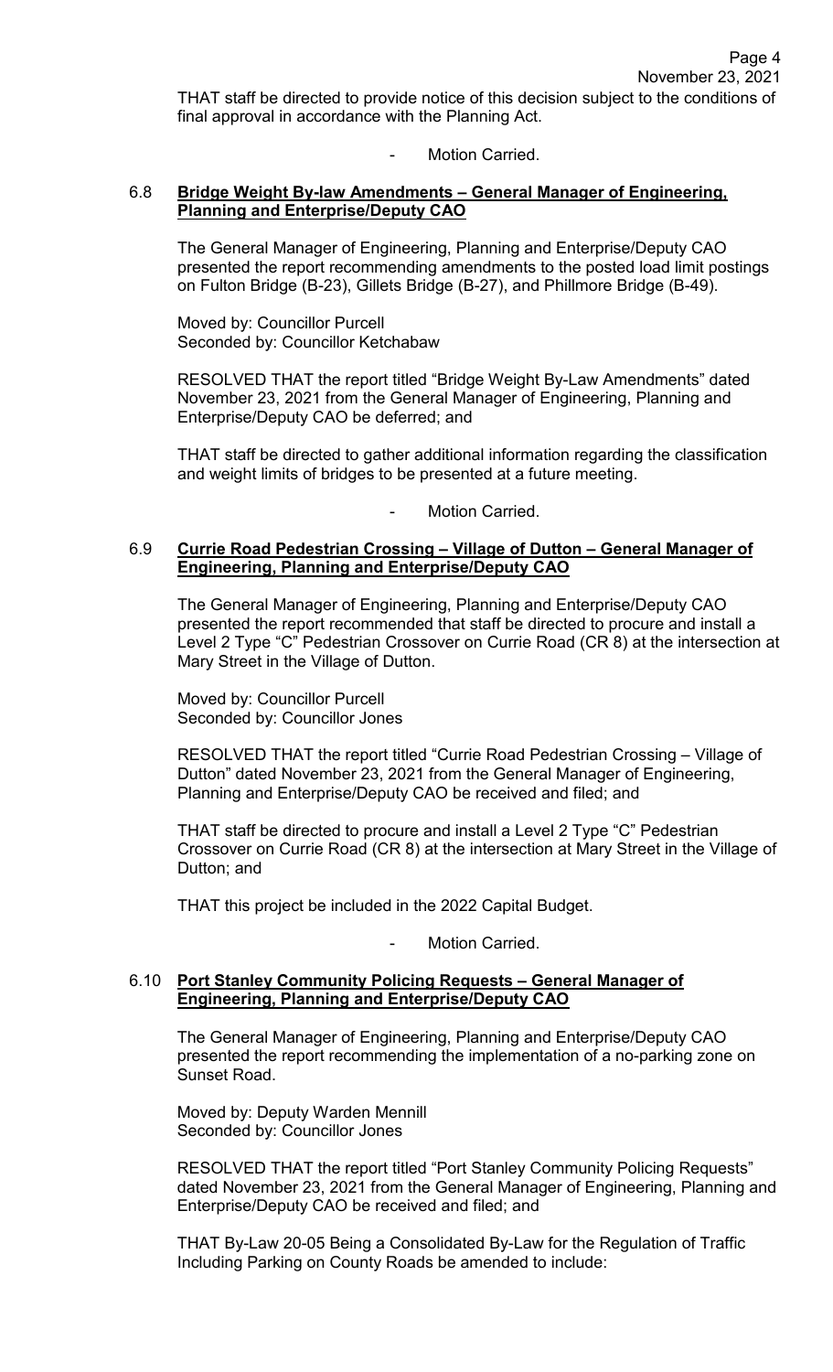THAT staff be directed to provide notice of this decision subject to the conditions of final approval in accordance with the Planning Act.

- Motion Carried.

### 6.8 **Bridge Weight By-law Amendments – General Manager of Engineering, Planning and Enterprise/Deputy CAO**

The General Manager of Engineering, Planning and Enterprise/Deputy CAO presented the report recommending amendments to the posted load limit postings on Fulton Bridge (B-23), Gillets Bridge (B-27), and Phillmore Bridge (B-49).

Moved by: Councillor Purcell
Seconded by: Councillor Ketchabaw

RESOLVED THAT the report titled "Bridge Weight By-Law Amendments" dated November 23, 2021 from the General Manager of Engineering, Planning and Enterprise/Deputy CAO be deferred; and

THAT staff be directed to gather additional information regarding the classification and weight limits of bridges to be presented at a future meeting.

- Motion Carried.

### 6.9 **Currie Road Pedestrian Crossing – Village of Dutton – General Manager of Engineering, Planning and Enterprise/Deputy CAO**

The General Manager of Engineering, Planning and Enterprise/Deputy CAO presented the report recommended that staff be directed to procure and install a Level 2 Type "C" Pedestrian Crossover on Currie Road (CR 8) at the intersection at Mary Street in the Village of Dutton.

Moved by: Councillor Purcell
Seconded by: Councillor Jones

RESOLVED THAT the report titled "Currie Road Pedestrian Crossing – Village of Dutton" dated November 23, 2021 from the General Manager of Engineering, Planning and Enterprise/Deputy CAO be received and filed; and

THAT staff be directed to procure and install a Level 2 Type "C" Pedestrian Crossover on Currie Road (CR 8) at the intersection at Mary Street in the Village of Dutton; and

THAT this project be included in the 2022 Capital Budget.

- Motion Carried.

### 6.10 **Port Stanley Community Policing Requests – General Manager of Engineering, Planning and Enterprise/Deputy CAO**

The General Manager of Engineering, Planning and Enterprise/Deputy CAO presented the report recommending the implementation of a no-parking zone on Sunset Road.

Moved by: Deputy Warden Mennill
Seconded by: Councillor Jones

RESOLVED THAT the report titled "Port Stanley Community Policing Requests" dated November 23, 2021 from the General Manager of Engineering, Planning and Enterprise/Deputy CAO be received and filed; and

THAT By-Law 20-05 Being a Consolidated By-Law for the Regulation of Traffic Including Parking on County Roads be amended to include: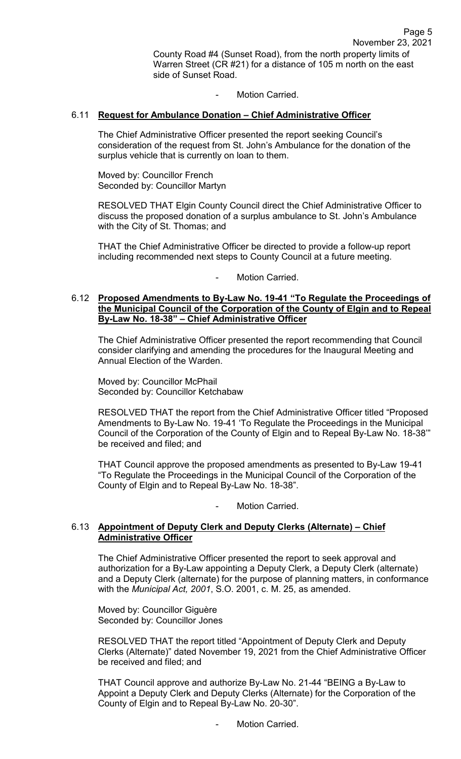County Road #4 (Sunset Road), from the north property limits of Warren Street (CR #21) for a distance of 105 m north on the east side of Sunset Road.

- Motion Carried.

### 6.11 Request for Ambulance Donation – Chief Administrative Officer

The Chief Administrative Officer presented the report seeking Council's consideration of the request from St. John's Ambulance for the donation of the surplus vehicle that is currently on loan to them.

Moved by: Councillor French
Seconded by: Councillor Martyn

RESOLVED THAT Elgin County Council direct the Chief Administrative Officer to discuss the proposed donation of a surplus ambulance to St. John's Ambulance with the City of St. Thomas; and

THAT the Chief Administrative Officer be directed to provide a follow-up report including recommended next steps to County Council at a future meeting.

- Motion Carried.

### 6.12 Proposed Amendments to By-Law No. 19-41 "To Regulate the Proceedings of the Municipal Council of the Corporation of the County of Elgin and to Repeal By-Law No. 18-38" – Chief Administrative Officer

The Chief Administrative Officer presented the report recommending that Council consider clarifying and amending the procedures for the Inaugural Meeting and Annual Election of the Warden.

Moved by: Councillor McPhail
Seconded by: Councillor Ketchabaw

RESOLVED THAT the report from the Chief Administrative Officer titled "Proposed Amendments to By-Law No. 19-41 'To Regulate the Proceedings in the Municipal Council of the Corporation of the County of Elgin and to Repeal By-Law No. 18-38'" be received and filed; and

THAT Council approve the proposed amendments as presented to By-Law 19-41 "To Regulate the Proceedings in the Municipal Council of the Corporation of the County of Elgin and to Repeal By-Law No. 18-38".

- Motion Carried.

### 6.13 Appointment of Deputy Clerk and Deputy Clerks (Alternate) – Chief Administrative Officer

The Chief Administrative Officer presented the report to seek approval and authorization for a By-Law appointing a Deputy Clerk, a Deputy Clerk (alternate) and a Deputy Clerk (alternate) for the purpose of planning matters, in conformance with the *Municipal Act, 2001*, S.O. 2001, c. M. 25, as amended.

Moved by: Councillor Giguère
Seconded by: Councillor Jones

RESOLVED THAT the report titled "Appointment of Deputy Clerk and Deputy Clerks (Alternate)" dated November 19, 2021 from the Chief Administrative Officer be received and filed; and

THAT Council approve and authorize By-Law No. 21-44 "BEING a By-Law to Appoint a Deputy Clerk and Deputy Clerks (Alternate) for the Corporation of the County of Elgin and to Repeal By-Law No. 20-30".

- Motion Carried.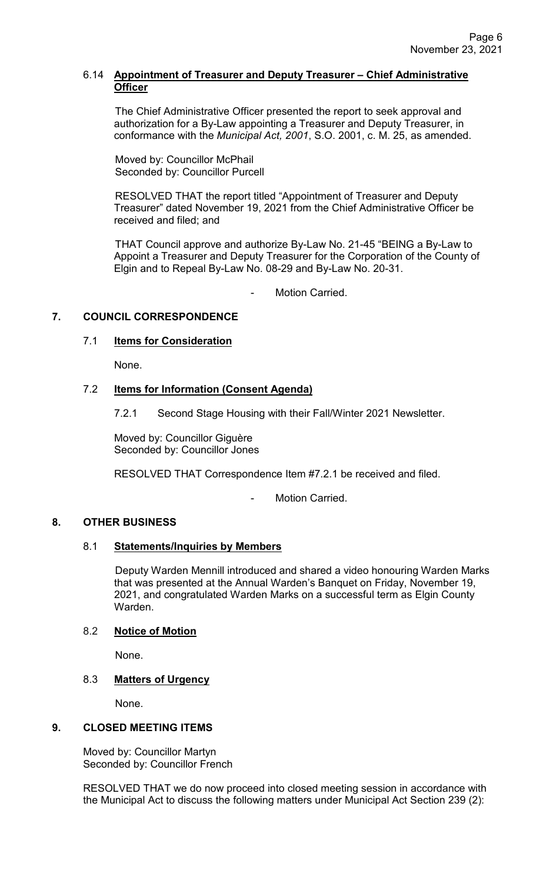### 6.14 **Appointment of Treasurer and Deputy Treasurer – Chief Administrative Officer**

The Chief Administrative Officer presented the report to seek approval and authorization for a By-Law appointing a Treasurer and Deputy Treasurer, in conformance with the *Municipal Act, 2001*, S.O. 2001, c. M. 25, as amended.

Moved by: Councillor McPhail
Seconded by: Councillor Purcell

RESOLVED THAT the report titled "Appointment of Treasurer and Deputy Treasurer" dated November 19, 2021 from the Chief Administrative Officer be received and filed; and

THAT Council approve and authorize By-Law No. 21-45 "BEING a By-Law to Appoint a Treasurer and Deputy Treasurer for the Corporation of the County of Elgin and to Repeal By-Law No. 08-29 and By-Law No. 20-31.

- Motion Carried.

## 7. COUNCIL CORRESPONDENCE

### 7.1 **Items for Consideration**

None.

### 7.2 **Items for Information (Consent Agenda)**

7.2.1 Second Stage Housing with their Fall/Winter 2021 Newsletter.

Moved by: Councillor Giguère
Seconded by: Councillor Jones

RESOLVED THAT Correspondence Item #7.2.1 be received and filed.

- Motion Carried.

## 8. OTHER BUSINESS

### 8.1 **Statements/Inquiries by Members**

Deputy Warden Mennill introduced and shared a video honouring Warden Marks that was presented at the Annual Warden's Banquet on Friday, November 19, 2021, and congratulated Warden Marks on a successful term as Elgin County Warden.

### 8.2 **Notice of Motion**

None.

### 8.3 **Matters of Urgency**

None.

## 9. CLOSED MEETING ITEMS

Moved by: Councillor Martyn
Seconded by: Councillor French

RESOLVED THAT we do now proceed into closed meeting session in accordance with the Municipal Act to discuss the following matters under Municipal Act Section 239 (2):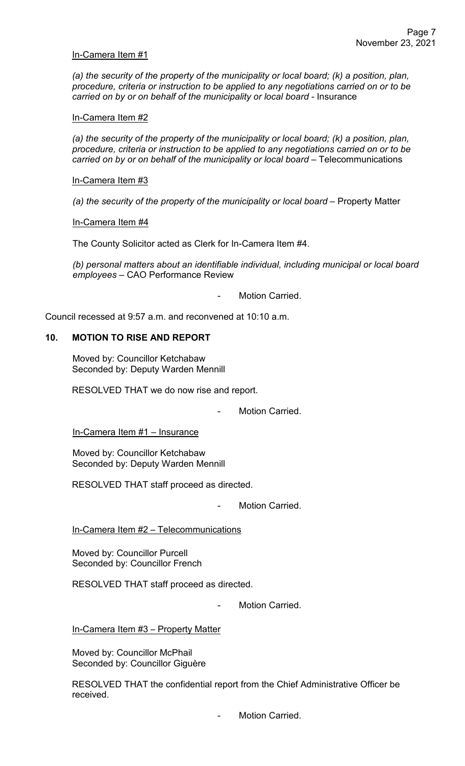In-Camera Item #1

*(a) the security of the property of the municipality or local board; (k) a position, plan, procedure, criteria or instruction to be applied to any negotiations carried on or to be carried on by or on behalf of the municipality or local board* - Insurance

In-Camera Item #2

*(a) the security of the property of the municipality or local board; (k) a position, plan, procedure, criteria or instruction to be applied to any negotiations carried on or to be carried on by or on behalf of the municipality or local board* – Telecommunications

In-Camera Item #3

*(a) the security of the property of the municipality or local board* – Property Matter

In-Camera Item #4

The County Solicitor acted as Clerk for In-Camera Item #4.

*(b) personal matters about an identifiable individual, including municipal or local board employees* – CAO Performance Review

- Motion Carried.

Council recessed at 9:57 a.m. and reconvened at 10:10 a.m.

## 10. MOTION TO RISE AND REPORT

Moved by: Councillor Ketchabaw
Seconded by: Deputy Warden Mennill

RESOLVED THAT we do now rise and report.

- Motion Carried.

In-Camera Item #1 – Insurance

Moved by: Councillor Ketchabaw
Seconded by: Deputy Warden Mennill

RESOLVED THAT staff proceed as directed.

- Motion Carried.

In-Camera Item #2 – Telecommunications

Moved by: Councillor Purcell
Seconded by: Councillor French

RESOLVED THAT staff proceed as directed.

- Motion Carried.

In-Camera Item #3 – Property Matter

Moved by: Councillor McPhail
Seconded by: Councillor Giguère

RESOLVED THAT the confidential report from the Chief Administrative Officer be received.

- Motion Carried.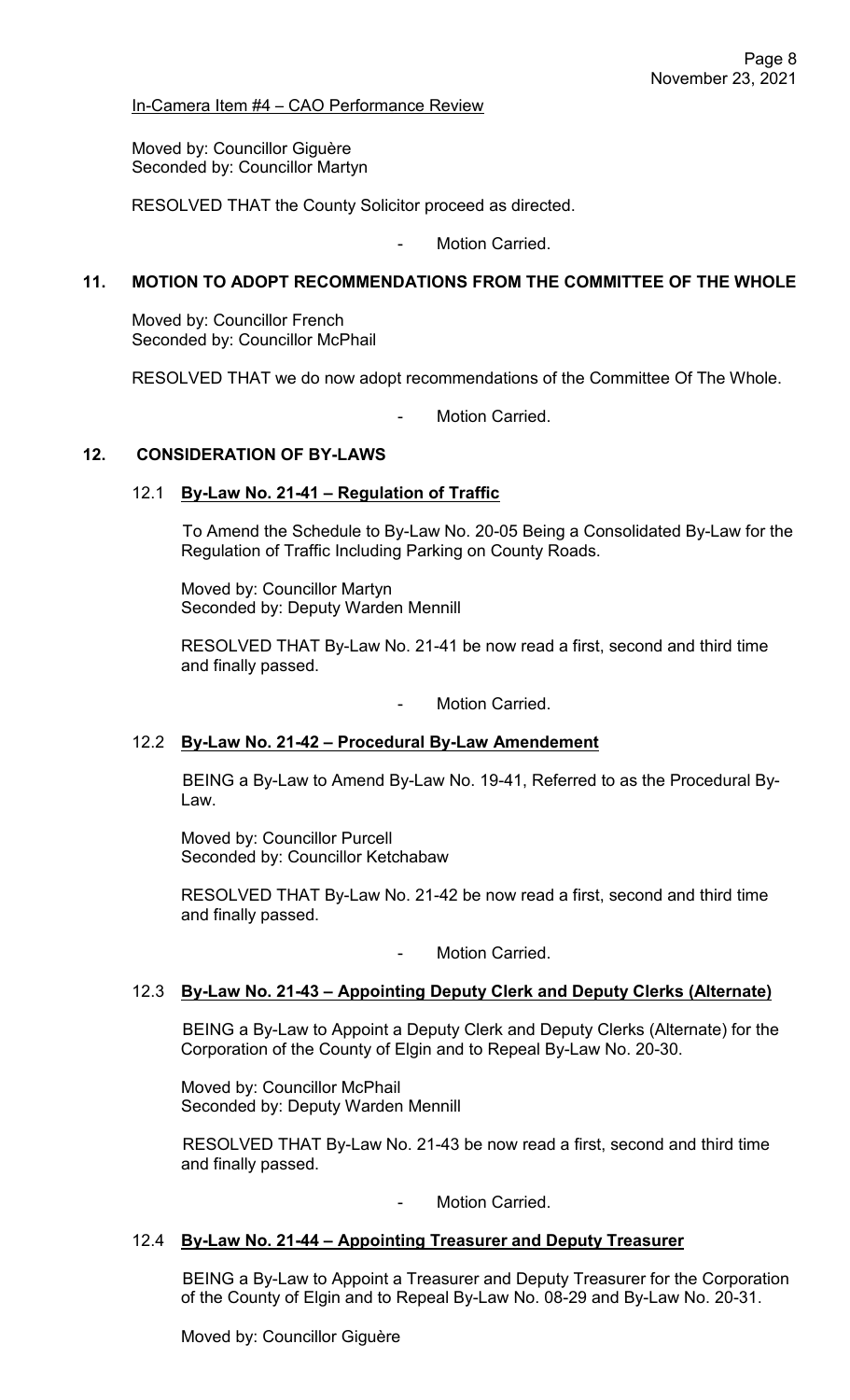In-Camera Item #4 – CAO Performance Review

Moved by: Councillor Giguère
Seconded by: Councillor Martyn

RESOLVED THAT the County Solicitor proceed as directed.

- Motion Carried.

## 11. MOTION TO ADOPT RECOMMENDATIONS FROM THE COMMITTEE OF THE WHOLE

Moved by: Councillor French
Seconded by: Councillor McPhail

RESOLVED THAT we do now adopt recommendations of the Committee Of The Whole.

- Motion Carried.

## 12. CONSIDERATION OF BY-LAWS

### 12.1 By-Law No. 21-41 – Regulation of Traffic

To Amend the Schedule to By-Law No. 20-05 Being a Consolidated By-Law for the Regulation of Traffic Including Parking on County Roads.

Moved by: Councillor Martyn
Seconded by: Deputy Warden Mennill

RESOLVED THAT By-Law No. 21-41 be now read a first, second and third time and finally passed.

- Motion Carried.

### 12.2 By-Law No. 21-42 – Procedural By-Law Amendement

BEING a By-Law to Amend By-Law No. 19-41, Referred to as the Procedural By-Law.

Moved by: Councillor Purcell
Seconded by: Councillor Ketchabaw

RESOLVED THAT By-Law No. 21-42 be now read a first, second and third time and finally passed.

- Motion Carried.

### 12.3 By-Law No. 21-43 – Appointing Deputy Clerk and Deputy Clerks (Alternate)

BEING a By-Law to Appoint a Deputy Clerk and Deputy Clerks (Alternate) for the Corporation of the County of Elgin and to Repeal By-Law No. 20-30.

Moved by: Councillor McPhail
Seconded by: Deputy Warden Mennill

RESOLVED THAT By-Law No. 21-43 be now read a first, second and third time and finally passed.

- Motion Carried.

### 12.4 By-Law No. 21-44 – Appointing Treasurer and Deputy Treasurer

BEING a By-Law to Appoint a Treasurer and Deputy Treasurer for the Corporation of the County of Elgin and to Repeal By-Law No. 08-29 and By-Law No. 20-31.

Moved by: Councillor Giguère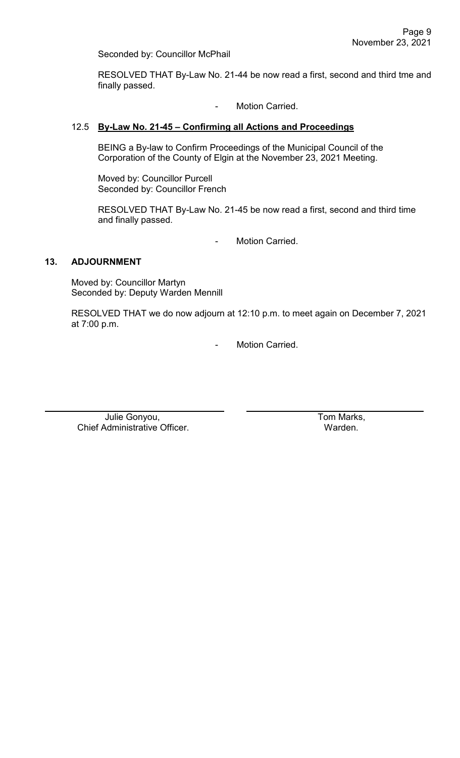Seconded by: Councillor McPhail

RESOLVED THAT By-Law No. 21-44 be now read a first, second and third tme and finally passed.

- Motion Carried.

### 12.5 **By-Law No. 21-45 – Confirming all Actions and Proceedings**

BEING a By-law to Confirm Proceedings of the Municipal Council of the Corporation of the County of Elgin at the November 23, 2021 Meeting.

Moved by: Councillor Purcell
Seconded by: Councillor French

RESOLVED THAT By-Law No. 21-45 be now read a first, second and third time and finally passed.

- Motion Carried.

## 13. ADJOURNMENT

Moved by: Councillor Martyn
Seconded by: Deputy Warden Mennill

RESOLVED THAT we do now adjourn at 12:10 p.m. to meet again on December 7, 2021 at 7:00 p.m.

- Motion Carried.

Julie Gonyou,
Chief Administrative Officer.

Tom Marks,
Warden.